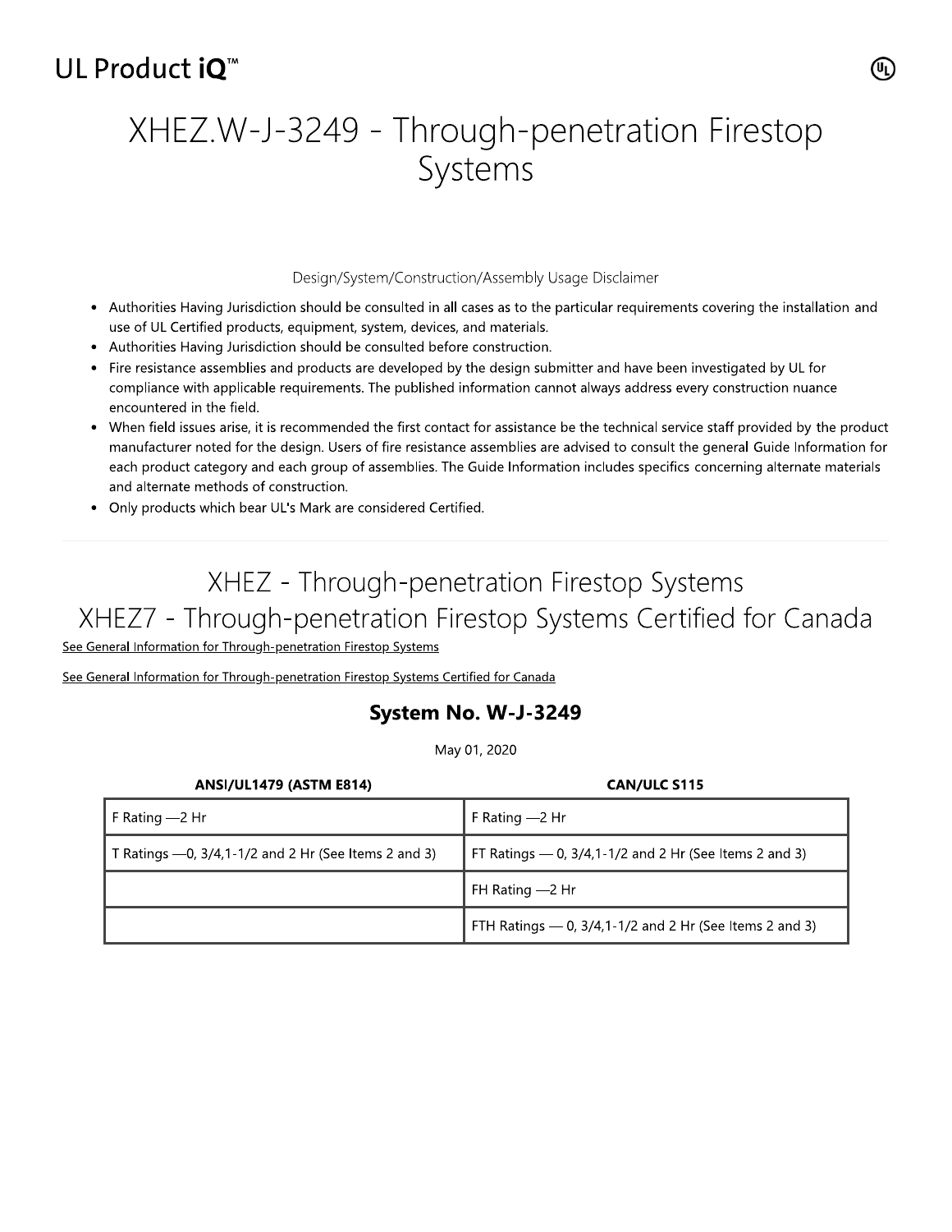UL Product iQ™

# XHEZ.W-J-3249 - Through-penetration Firestop Systems

Design/System/Construction/Assembly Usage Disclaimer

- Authorities Having Jurisdiction should be consulted in all cases as to the particular requirements covering the installation and use of UL Certified products, equipment, system, devices, and materials.
- Authorities Having Jurisdiction should be consulted before construction.
- Fire resistance assemblies and products are developed by the design submitter and have been investigated by UL for compliance with applicable requirements. The published information cannot always address every construction nuance encountered in the field.
- When field issues arise, it is recommended the first contact for assistance be the technical service staff provided by the product manufacturer noted for the design. Users of fire resistance assemblies are advised to consult the general Guide Information for each product category and each group of assemblies. The Guide Information includes specifics concerning alternate materials and alternate methods of construction.
- Only products which bear UL's Mark are considered Certified.

## XHEZ - Through-penetration Firestop Systems

## XHEZ7 - Through-penetration Firestop Systems Certified for Canada

See General Information for Through-penetration Firestop Systems

See General Information for Through-penetration Firestop Systems Certified for Canada

### System No. W-J-3249

May 01, 2020

| ANSI/UL1479 (ASTM E814) | CAN/ULC S115 |
| --- | --- |
| F Rating —2 Hr | F Rating —2 Hr |
| T Ratings —0, 3/4,1-1/2 and 2 Hr (See Items 2 and 3) | FT Ratings — 0, 3/4,1-1/2 and 2 Hr (See Items 2 and 3) |
| | FH Rating —2 Hr |
| | FTH Ratings — 0, 3/4,1-1/2 and 2 Hr (See Items 2 and 3) |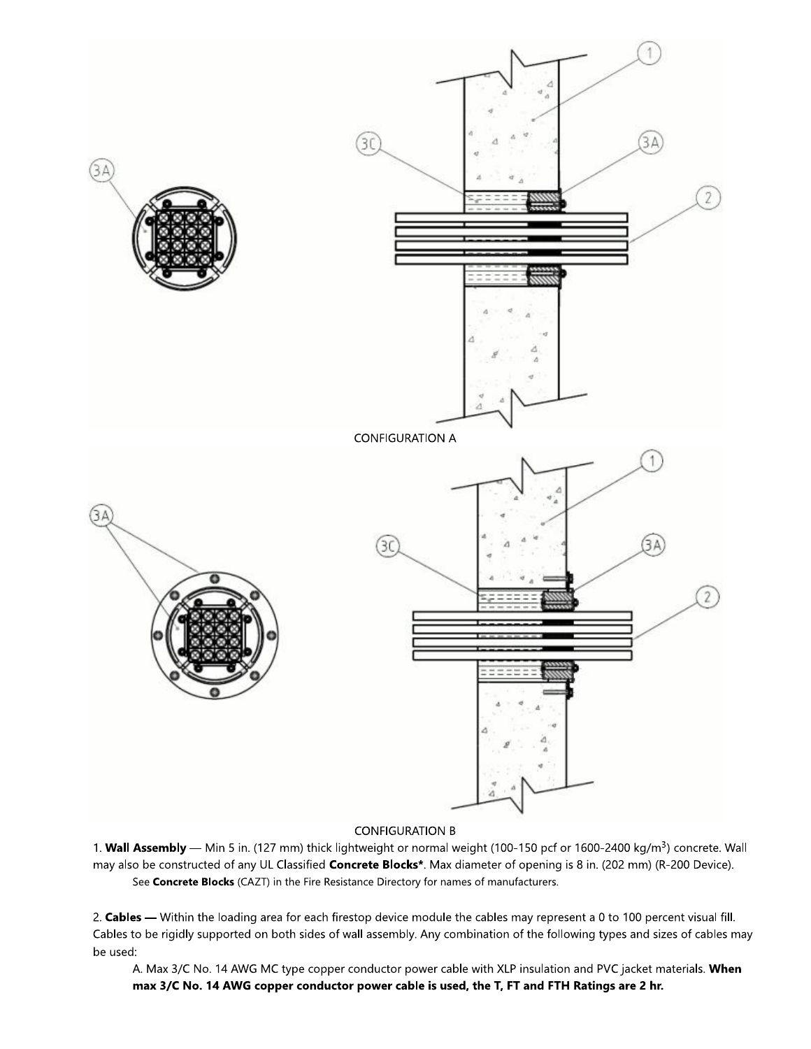CONFIGURATION A

CONFIGURATION B

1. **Wall Assembly** — Min 5 in. (127 mm) thick lightweight or normal weight (100-150 pcf or 1600-2400 kg/m$^3$) concrete. Wall may also be constructed of any UL Classified **Concrete Blocks***. Max diameter of opening is 8 in. (202 mm) (R-200 Device).

   See **Concrete Blocks** (CAZT) in the Fire Resistance Directory for names of manufacturers.

2. **Cables** — Within the loading area for each firestop device module the cables may represent a 0 to 100 percent visual fill. Cables to be rigidly supported on both sides of wall assembly. Any combination of the following types and sizes of cables may be used:

   A. Max 3/C No. 14 AWG MC type copper conductor power cable with XLP insulation and PVC jacket materials. **When max 3/C No. 14 AWG copper conductor power cable is used, the T, FT and FTH Ratings are 2 hr.**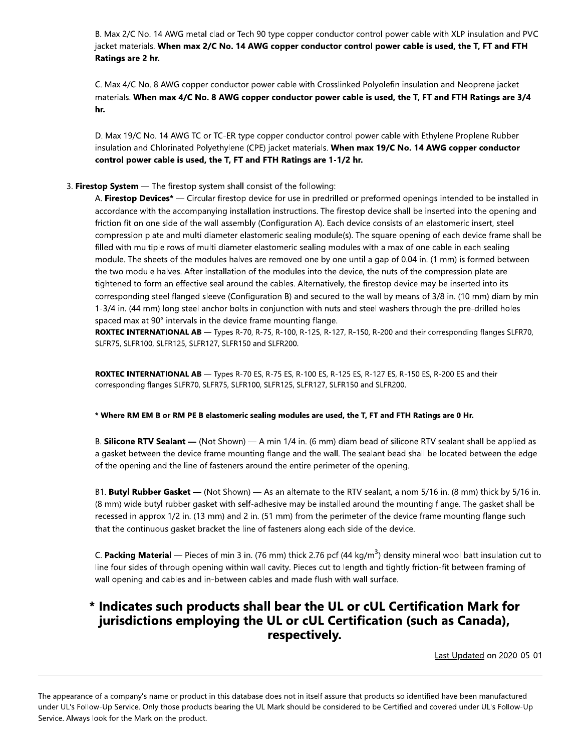B. Max 2/C No. 14 AWG metal clad or Tech 90 type copper conductor control power cable with XLP insulation and PVC jacket materials. **When max 2/C No. 14 AWG copper conductor control power cable is used, the T, FT and FTH Ratings are 2 hr.**

C. Max 4/C No. 8 AWG copper conductor power cable with Crosslinked Polyolefin insulation and Neoprene jacket materials. **When max 4/C No. 8 AWG copper conductor power cable is used, the T, FT and FTH Ratings are 3/4 hr.**

D. Max 19/C No. 14 AWG TC or TC-ER type copper conductor control power cable with Ethylene Proplene Rubber insulation and Chlorinated Polyethylene (CPE) jacket materials. **When max 19/C No. 14 AWG copper conductor control power cable is used, the T, FT and FTH Ratings are 1-1/2 hr.**

3. **Firestop System** — The firestop system shall consist of the following:

A. **Firestop Devices*** — Circular firestop device for use in predrilled or preformed openings intended to be installed in accordance with the accompanying installation instructions. The firestop device shall be inserted into the opening and friction fit on one side of the wall assembly (Configuration A). Each device consists of an elastomeric insert, steel compression plate and multi diameter elastomeric sealing module(s). The square opening of each device frame shall be filled with multiple rows of multi diameter elastomeric sealing modules with a max of one cable in each sealing module. The sheets of the modules halves are removed one by one until a gap of 0.04 in. (1 mm) is formed between the two module halves. After installation of the modules into the device, the nuts of the compression plate are tightened to form an effective seal around the cables. Alternatively, the firestop device may be inserted into its corresponding steel flanged sleeve (Configuration B) and secured to the wall by means of 3/8 in. (10 mm) diam by min 1-3/4 in. (44 mm) long steel anchor bolts in conjunction with nuts and steel washers through the pre-drilled holes spaced max at 90° intervals in the device frame mounting flange.

**ROXTEC INTERNATIONAL AB** — Types R-70, R-75, R-100, R-125, R-127, R-150, R-200 and their corresponding flanges SLFR70, SLFR75, SLFR100, SLFR125, SLFR127, SLFR150 and SLFR200.

**ROXTEC INTERNATIONAL AB** — Types R-70 ES, R-75 ES, R-100 ES, R-125 ES, R-127 ES, R-150 ES, R-200 ES and their corresponding flanges SLFR70, SLFR75, SLFR100, SLFR125, SLFR127, SLFR150 and SLFR200.

**\* Where RM EM B or RM PE B elastomeric sealing modules are used, the T, FT and FTH Ratings are 0 Hr.**

B. **Silicone RTV Sealant —** (Not Shown) — A min 1/4 in. (6 mm) diam bead of silicone RTV sealant shall be applied as a gasket between the device frame mounting flange and the wall. The sealant bead shall be located between the edge of the opening and the line of fasteners around the entire perimeter of the opening.

B1. **Butyl Rubber Gasket —** (Not Shown) — As an alternate to the RTV sealant, a nom 5/16 in. (8 mm) thick by 5/16 in. (8 mm) wide butyl rubber gasket with self-adhesive may be installed around the mounting flange. The gasket shall be recessed in approx 1/2 in. (13 mm) and 2 in. (51 mm) from the perimeter of the device frame mounting flange such that the continuous gasket bracket the line of fasteners along each side of the device.

C. **Packing Material** — Pieces of min 3 in. (76 mm) thick 2.76 pcf (44 kg/m$^3$) density mineral wool batt insulation cut to line four sides of through opening within wall cavity. Pieces cut to length and tightly friction-fit between framing of wall opening and cables and in-between cables and made flush with wall surface.

## * Indicates such products shall bear the UL or cUL Certification Mark for jurisdictions employing the UL or cUL Certification (such as Canada), respectively.

Last Updated on 2020-05-01

The appearance of a company's name or product in this database does not in itself assure that products so identified have been manufactured under UL's Follow-Up Service. Only those products bearing the UL Mark should be considered to be Certified and covered under UL's Follow-Up Service. Always look for the Mark on the product.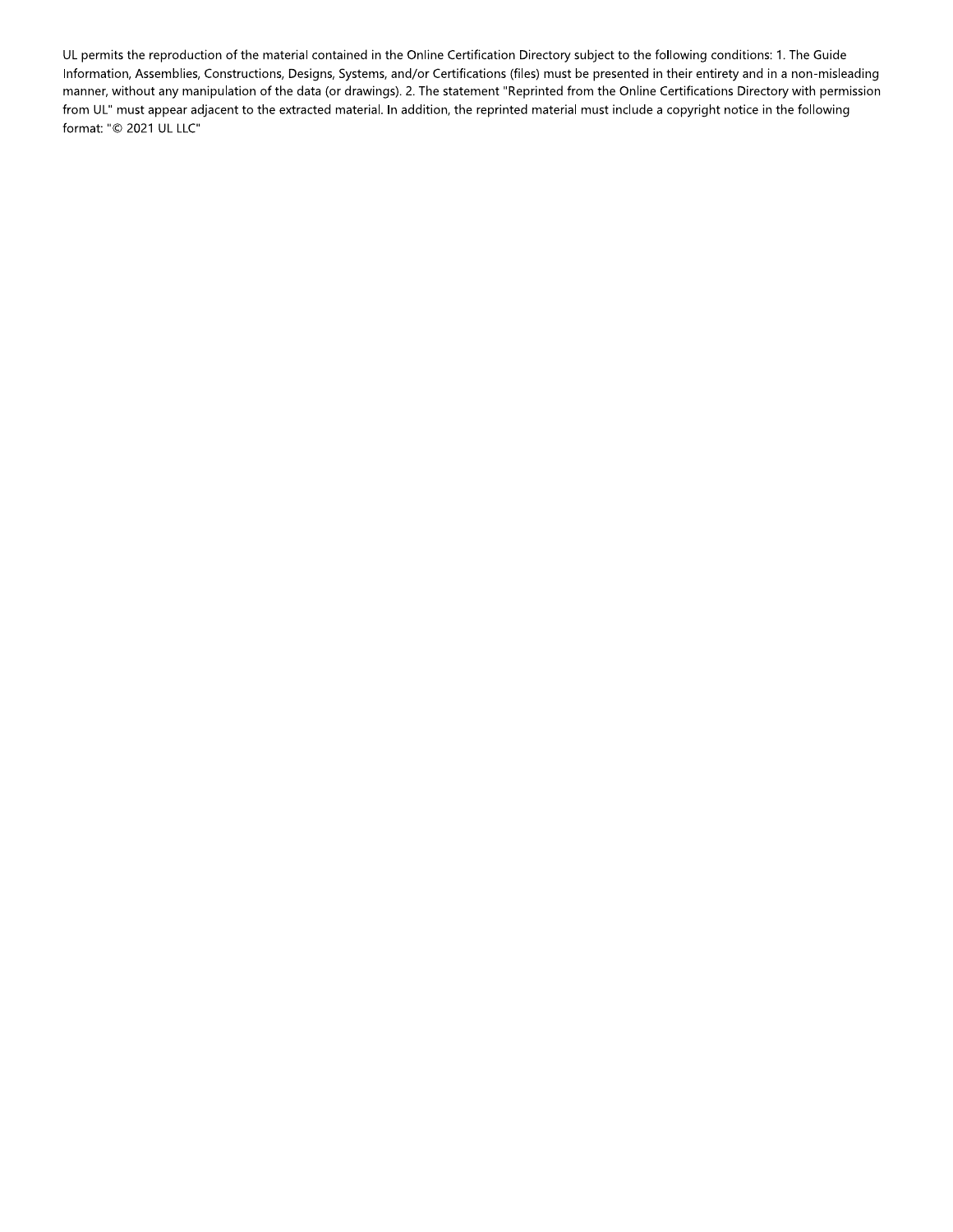UL permits the reproduction of the material contained in the Online Certification Directory subject to the following conditions: 1. The Guide Information, Assemblies, Constructions, Designs, Systems, and/or Certifications (files) must be presented in their entirety and in a non-misleading manner, without any manipulation of the data (or drawings). 2. The statement "Reprinted from the Online Certifications Directory with permission from UL" must appear adjacent to the extracted material. In addition, the reprinted material must include a copyright notice in the following format: "© 2021 UL LLC"